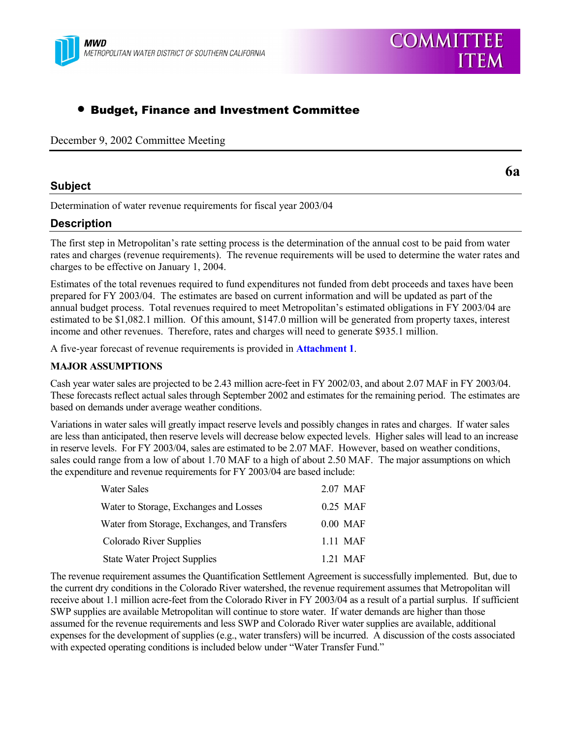MWD
METROPOLITAN WATER DISTRICT OF SOUTHERN CALIFORNIA

COMMITTEE ITEM

- **Budget, Finance and Investment Committee**

December 9, 2002 Committee Meeting

**6a**

## Subject

Determination of water revenue requirements for fiscal year 2003/04

## Description

The first step in Metropolitan's rate setting process is the determination of the annual cost to be paid from water rates and charges (revenue requirements). The revenue requirements will be used to determine the water rates and charges to be effective on January 1, 2004.

Estimates of the total revenues required to fund expenditures not funded from debt proceeds and taxes have been prepared for FY 2003/04. The estimates are based on current information and will be updated as part of the annual budget process. Total revenues required to meet Metropolitan's estimated obligations in FY 2003/04 are estimated to be $1,082.1 million. Of this amount, $147.0 million will be generated from property taxes, interest income and other revenues. Therefore, rates and charges will need to generate $935.1 million.

A five-year forecast of revenue requirements is provided in **Attachment 1**.

**MAJOR ASSUMPTIONS**

Cash year water sales are projected to be 2.43 million acre-feet in FY 2002/03, and about 2.07 MAF in FY 2003/04. These forecasts reflect actual sales through September 2002 and estimates for the remaining period. The estimates are based on demands under average weather conditions.

Variations in water sales will greatly impact reserve levels and possibly changes in rates and charges. If water sales are less than anticipated, then reserve levels will decrease below expected levels. Higher sales will lead to an increase in reserve levels. For FY 2003/04, sales are estimated to be 2.07 MAF. However, based on weather conditions, sales could range from a low of about 1.70 MAF to a high of about 2.50 MAF. The major assumptions on which the expenditure and revenue requirements for FY 2003/04 are based include:

| | |
|---|---|
| Water Sales | 2.07 MAF |
| Water to Storage, Exchanges and Losses | 0.25 MAF |
| Water from Storage, Exchanges, and Transfers | 0.00 MAF |
| Colorado River Supplies | 1.11 MAF |
| State Water Project Supplies | 1.21 MAF |

The revenue requirement assumes the Quantification Settlement Agreement is successfully implemented. But, due to the current dry conditions in the Colorado River watershed, the revenue requirement assumes that Metropolitan will receive about 1.1 million acre-feet from the Colorado River in FY 2003/04 as a result of a partial surplus. If sufficient SWP supplies are available Metropolitan will continue to store water. If water demands are higher than those assumed for the revenue requirements and less SWP and Colorado River water supplies are available, additional expenses for the development of supplies (e.g., water transfers) will be incurred. A discussion of the costs associated with expected operating conditions is included below under "Water Transfer Fund."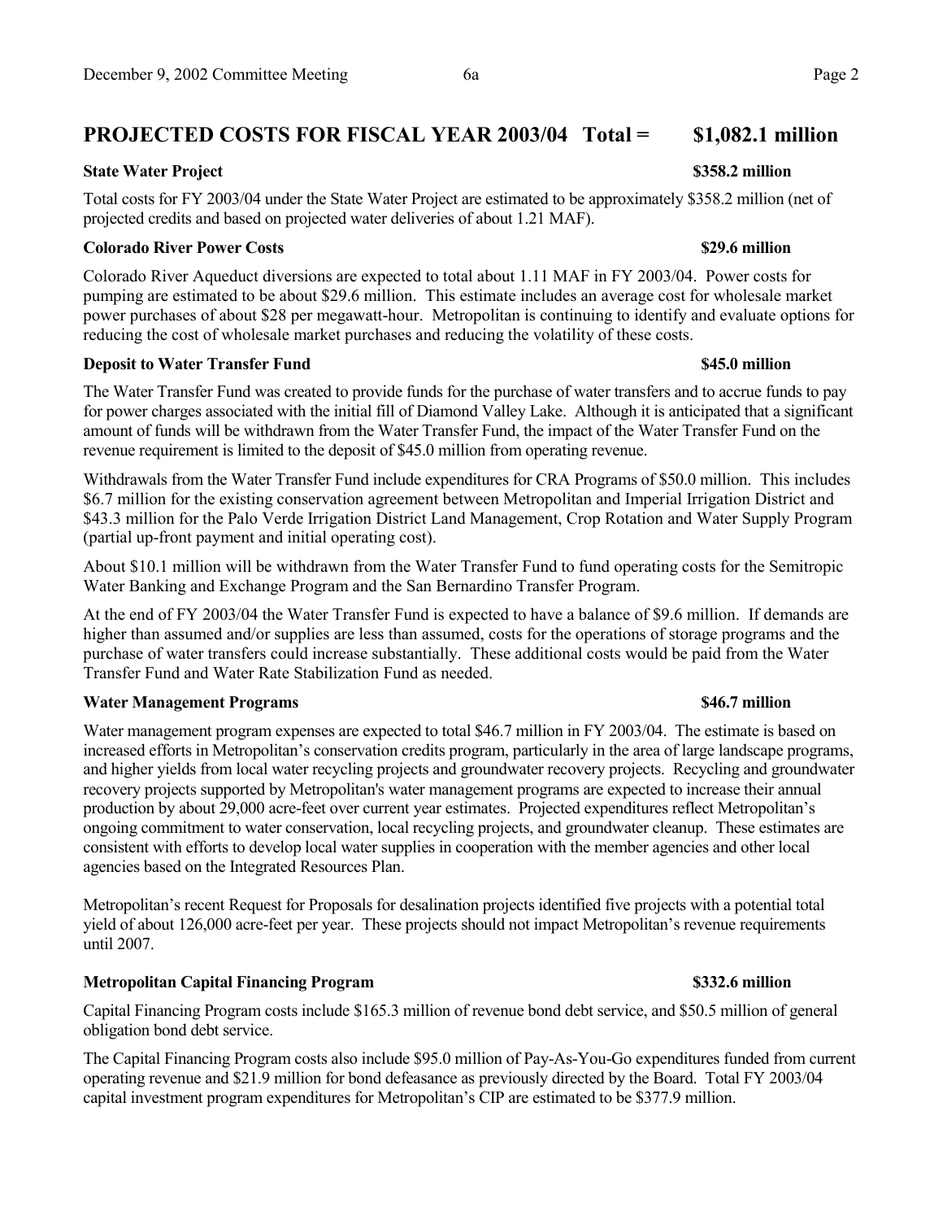## PROJECTED COSTS FOR FISCAL YEAR 2003/04 Total = $1,082.1 million

### State Water Project $358.2 million

Total costs for FY 2003/04 under the State Water Project are estimated to be approximately $358.2 million (net of projected credits and based on projected water deliveries of about 1.21 MAF).

### Colorado River Power Costs $29.6 million

Colorado River Aqueduct diversions are expected to total about 1.11 MAF in FY 2003/04. Power costs for pumping are estimated to be about $29.6 million. This estimate includes an average cost for wholesale market power purchases of about $28 per megawatt-hour. Metropolitan is continuing to identify and evaluate options for reducing the cost of wholesale market purchases and reducing the volatility of these costs.

### Deposit to Water Transfer Fund $45.0 million

The Water Transfer Fund was created to provide funds for the purchase of water transfers and to accrue funds to pay for power charges associated with the initial fill of Diamond Valley Lake. Although it is anticipated that a significant amount of funds will be withdrawn from the Water Transfer Fund, the impact of the Water Transfer Fund on the revenue requirement is limited to the deposit of $45.0 million from operating revenue.

Withdrawals from the Water Transfer Fund include expenditures for CRA Programs of $50.0 million. This includes $6.7 million for the existing conservation agreement between Metropolitan and Imperial Irrigation District and $43.3 million for the Palo Verde Irrigation District Land Management, Crop Rotation and Water Supply Program (partial up-front payment and initial operating cost).

About $10.1 million will be withdrawn from the Water Transfer Fund to fund operating costs for the Semitropic Water Banking and Exchange Program and the San Bernardino Transfer Program.

At the end of FY 2003/04 the Water Transfer Fund is expected to have a balance of $9.6 million. If demands are higher than assumed and/or supplies are less than assumed, costs for the operations of storage programs and the purchase of water transfers could increase substantially. These additional costs would be paid from the Water Transfer Fund and Water Rate Stabilization Fund as needed.

### Water Management Programs $46.7 million

Water management program expenses are expected to total $46.7 million in FY 2003/04. The estimate is based on increased efforts in Metropolitan's conservation credits program, particularly in the area of large landscape programs, and higher yields from local water recycling projects and groundwater recovery projects. Recycling and groundwater recovery projects supported by Metropolitan's water management programs are expected to increase their annual production by about 29,000 acre-feet over current year estimates. Projected expenditures reflect Metropolitan's ongoing commitment to water conservation, local recycling projects, and groundwater cleanup. These estimates are consistent with efforts to develop local water supplies in cooperation with the member agencies and other local agencies based on the Integrated Resources Plan.

Metropolitan's recent Request for Proposals for desalination projects identified five projects with a potential total yield of about 126,000 acre-feet per year. These projects should not impact Metropolitan's revenue requirements until 2007.

### Metropolitan Capital Financing Program $332.6 million

Capital Financing Program costs include $165.3 million of revenue bond debt service, and $50.5 million of general obligation bond debt service.

The Capital Financing Program costs also include $95.0 million of Pay-As-You-Go expenditures funded from current operating revenue and $21.9 million for bond defeasance as previously directed by the Board. Total FY 2003/04 capital investment program expenditures for Metropolitan's CIP are estimated to be $377.9 million.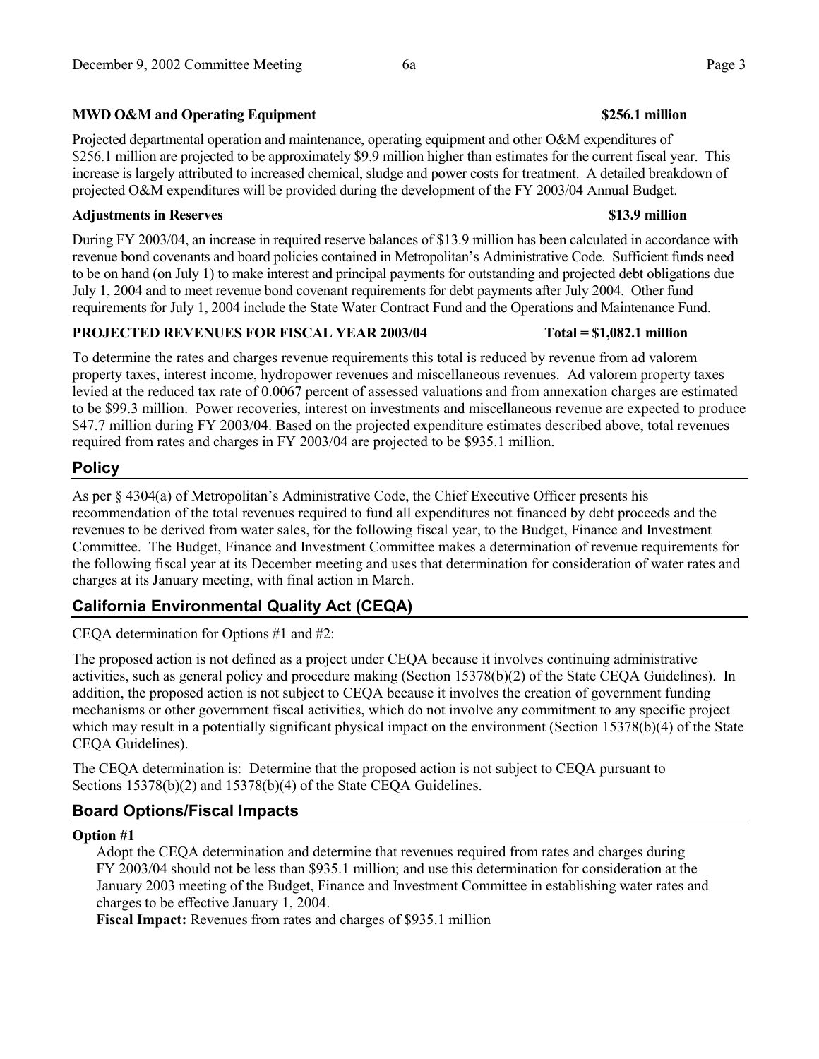**MWD O&M and Operating Equipment $256.1 million**

Projected departmental operation and maintenance, operating equipment and other O&M expenditures of $256.1 million are projected to be approximately $9.9 million higher than estimates for the current fiscal year. This increase is largely attributed to increased chemical, sludge and power costs for treatment. A detailed breakdown of projected O&M expenditures will be provided during the development of the FY 2003/04 Annual Budget.

**Adjustments in Reserves $13.9 million**

During FY 2003/04, an increase in required reserve balances of $13.9 million has been calculated in accordance with revenue bond covenants and board policies contained in Metropolitan's Administrative Code. Sufficient funds need to be on hand (on July 1) to make interest and principal payments for outstanding and projected debt obligations due July 1, 2004 and to meet revenue bond covenant requirements for debt payments after July 2004. Other fund requirements for July 1, 2004 include the State Water Contract Fund and the Operations and Maintenance Fund.

**PROJECTED REVENUES FOR FISCAL YEAR 2003/04 Total = $1,082.1 million**

To determine the rates and charges revenue requirements this total is reduced by revenue from ad valorem property taxes, interest income, hydropower revenues and miscellaneous revenues. Ad valorem property taxes levied at the reduced tax rate of 0.0067 percent of assessed valuations and from annexation charges are estimated to be $99.3 million. Power recoveries, interest on investments and miscellaneous revenue are expected to produce $47.7 million during FY 2003/04. Based on the projected expenditure estimates described above, total revenues required from rates and charges in FY 2003/04 are projected to be $935.1 million.

## Policy

As per § 4304(a) of Metropolitan's Administrative Code, the Chief Executive Officer presents his recommendation of the total revenues required to fund all expenditures not financed by debt proceeds and the revenues to be derived from water sales, for the following fiscal year, to the Budget, Finance and Investment Committee. The Budget, Finance and Investment Committee makes a determination of revenue requirements for the following fiscal year at its December meeting and uses that determination for consideration of water rates and charges at its January meeting, with final action in March.

## California Environmental Quality Act (CEQA)

CEQA determination for Options #1 and #2:

The proposed action is not defined as a project under CEQA because it involves continuing administrative activities, such as general policy and procedure making (Section 15378(b)(2) of the State CEQA Guidelines). In addition, the proposed action is not subject to CEQA because it involves the creation of government funding mechanisms or other government fiscal activities, which do not involve any commitment to any specific project which may result in a potentially significant physical impact on the environment (Section 15378(b)(4) of the State CEQA Guidelines).

The CEQA determination is: Determine that the proposed action is not subject to CEQA pursuant to Sections 15378(b)(2) and 15378(b)(4) of the State CEQA Guidelines.

## Board Options/Fiscal Impacts

**Option #1**

Adopt the CEQA determination and determine that revenues required from rates and charges during FY 2003/04 should not be less than $935.1 million; and use this determination for consideration at the January 2003 meeting of the Budget, Finance and Investment Committee in establishing water rates and charges to be effective January 1, 2004.

**Fiscal Impact:** Revenues from rates and charges of $935.1 million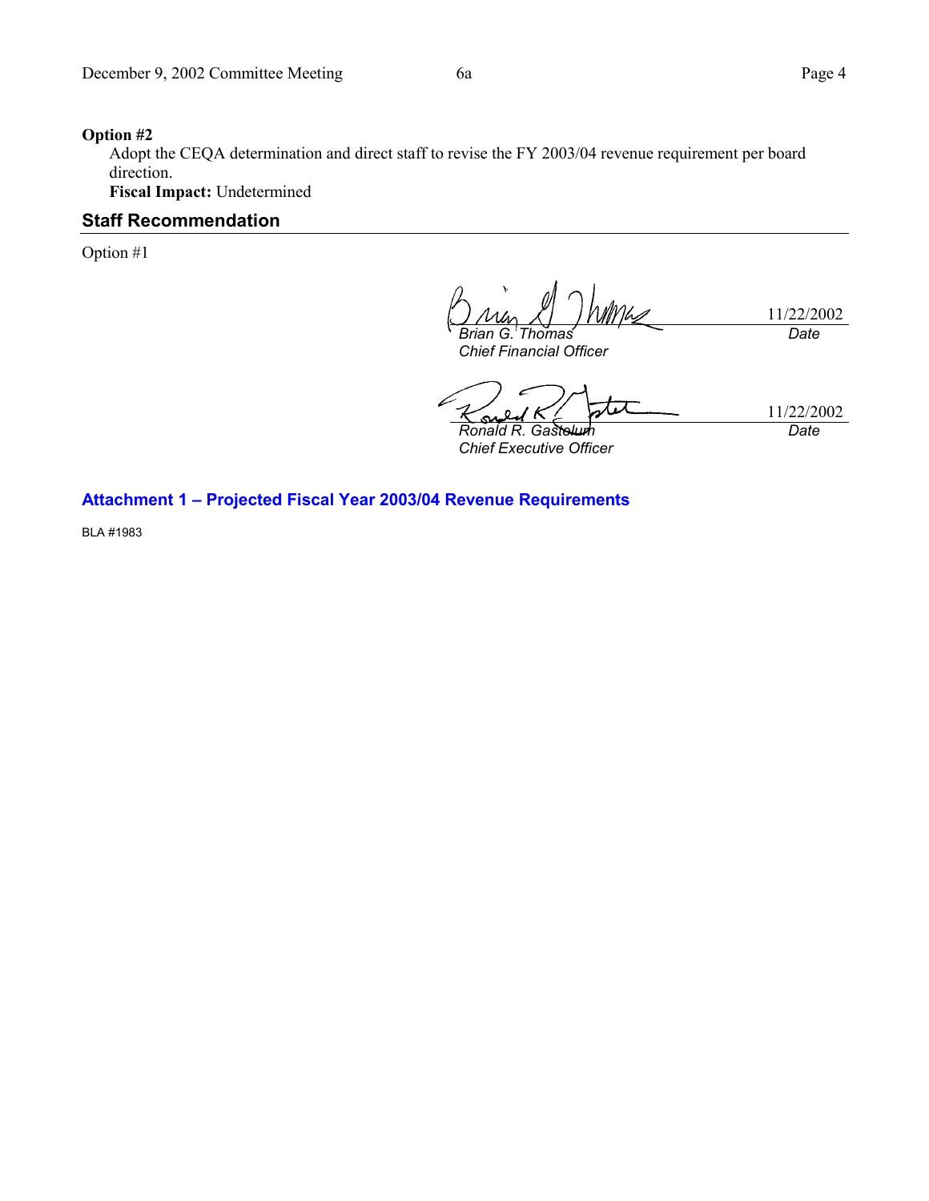**Option #2**

Adopt the CEQA determination and direct staff to revise the FY 2003/04 revenue requirement per board direction.

**Fiscal Impact:** Undetermined

## Staff Recommendation

Option #1

| | |
|---|---|
| *Brian G. Thomas*<br>*Chief Financial Officer* | 11/22/2002<br>*Date* |
| *Ronald R. Gastelum*<br>*Chief Executive Officer* | 11/22/2002<br>*Date* |

**Attachment 1 – Projected Fiscal Year 2003/04 Revenue Requirements**

BLA #1983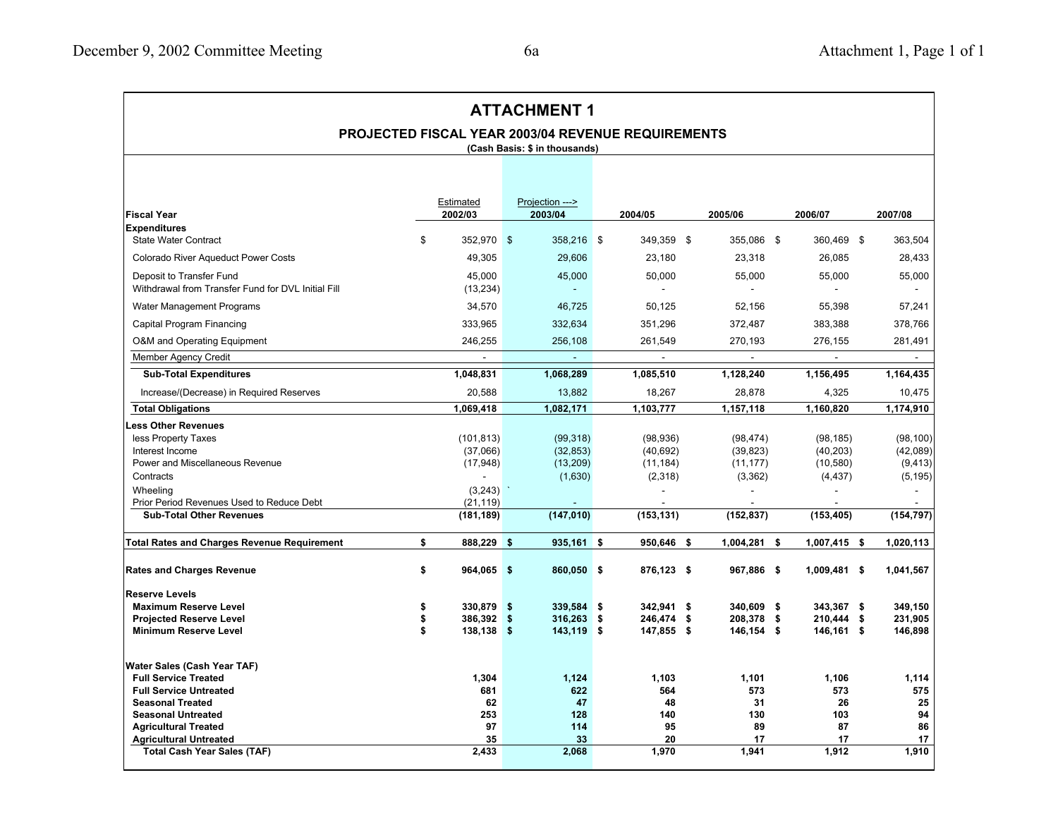# ATTACHMENT 1

## PROJECTED FISCAL YEAR 2003/04 REVENUE REQUIREMENTS

**(Cash Basis: $ in thousands)**

| Fiscal Year | Estimated 2002/03 | Projection ---> 2003/04 | 2004/05 | 2005/06 | 2006/07 | 2007/08 |
|---|---|---|---|---|---|---|
| **Expenditures** | | | | | | |
| State Water Contract | $ 352,970 | $ 358,216 | $ 349,359 | $ 355,086 | $ 360,469 | $ 363,504 |
| Colorado River Aqueduct Power Costs | 49,305 | 29,606 | 23,180 | 23,318 | 26,085 | 28,433 |
| Deposit to Transfer Fund | 45,000 | 45,000 | 50,000 | 55,000 | 55,000 | 55,000 |
| Withdrawal from Transfer Fund for DVL Initial Fill | (13,234) | - | - | - | - | - |
| Water Management Programs | 34,570 | 46,725 | 50,125 | 52,156 | 55,398 | 57,241 |
| Capital Program Financing | 333,965 | 332,634 | 351,296 | 372,487 | 383,388 | 378,766 |
| O&M and Operating Equipment | 246,255 | 256,108 | 261,549 | 270,193 | 276,155 | 281,491 |
| Member Agency Credit | - | - | - | - | - | - |
| **Sub-Total Expenditures** | **1,048,831** | **1,068,289** | **1,085,510** | **1,128,240** | **1,156,495** | **1,164,435** |
| Increase/(Decrease) in Required Reserves | 20,588 | 13,882 | 18,267 | 28,878 | 4,325 | 10,475 |
| **Total Obligations** | **1,069,418** | **1,082,171** | **1,103,777** | **1,157,118** | **1,160,820** | **1,174,910** |
| **Less Other Revenues** | | | | | | |
| less Property Taxes | (101,813) | (99,318) | (98,936) | (98,474) | (98,185) | (98,100) |
| Interest Income | (37,066) | (32,853) | (40,692) | (39,823) | (40,203) | (42,089) |
| Power and Miscellaneous Revenue | (17,948) | (13,209) | (11,184) | (11,177) | (10,580) | (9,413) |
| Contracts | - | (1,630) | (2,318) | (3,362) | (4,437) | (5,195) |
| Wheeling | (3,243) ` | | - | - | - | - |
| Prior Period Revenues Used to Reduce Debt | (21,119) | - | - | - | - | - |
| **Sub-Total Other Revenues** | **(181,189)** | **(147,010)** | **(153,131)** | **(152,837)** | **(153,405)** | **(154,797)** |
| **Total Rates and Charges Revenue Requirement** | **$ 888,229** | **$ 935,161** | **$ 950,646** | **$ 1,004,281** | **$ 1,007,415** | **$ 1,020,113** |
| **Rates and Charges Revenue** | **$ 964,065** | **$ 860,050** | **$ 876,123** | **$ 967,886** | **$ 1,009,481** | **$ 1,041,567** |
| **Reserve Levels** | | | | | | |
| **Maximum Reserve Level** | **$ 330,879** | **$ 339,584** | **$ 342,941** | **$ 340,609** | **$ 343,367** | **$ 349,150** |
| **Projected Reserve Level** | **$ 386,392** | **$ 316,263** | **$ 246,474** | **$ 208,378** | **$ 210,444** | **$ 231,905** |
| **Minimum Reserve Level** | **$ 138,138** | **$ 143,119** | **$ 147,855** | **$ 146,154** | **$ 146,161** | **$ 146,898** |
| **Water Sales (Cash Year TAF)** | | | | | | |
| **Full Service Treated** | **1,304** | **1,124** | **1,103** | **1,101** | **1,106** | **1,114** |
| **Full Service Untreated** | **681** | **622** | **564** | **573** | **573** | **575** |
| **Seasonal Treated** | **62** | **47** | **48** | **31** | **26** | **25** |
| **Seasonal Untreated** | **253** | **128** | **140** | **130** | **103** | **94** |
| **Agricultural Treated** | **97** | **114** | **95** | **89** | **87** | **86** |
| **Agricultural Untreated** | **35** | **33** | **20** | **17** | **17** | **17** |
| **Total Cash Year Sales (TAF)** | **2,433** | **2,068** | **1,970** | **1,941** | **1,912** | **1,910** |